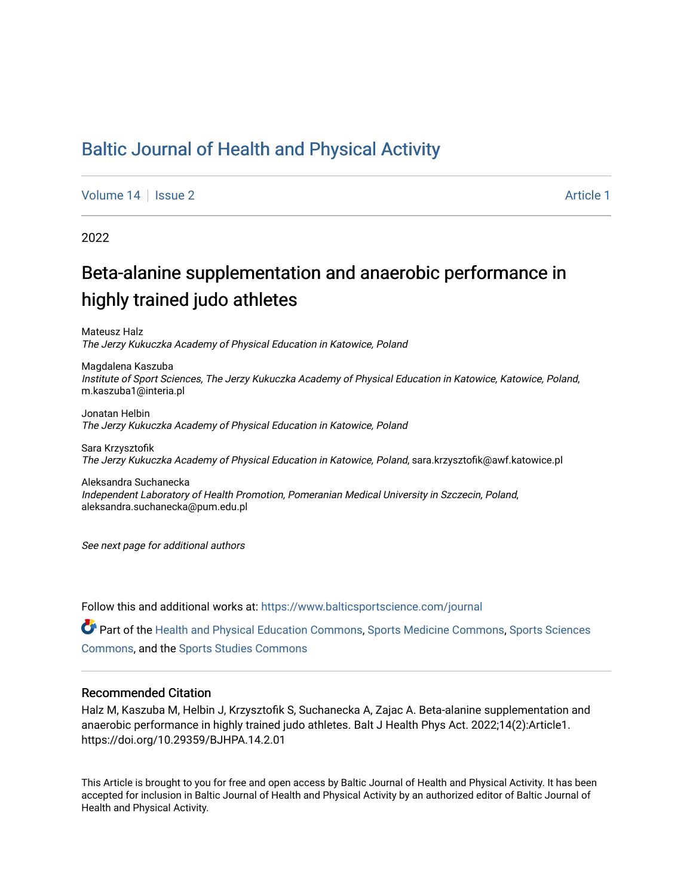# Baltic Journal of Health and Physical Activity

Volume 14 | Issue 2 Article 1

2022

## Beta-alanine supplementation and anaerobic performance in highly trained judo athletes

Mateusz Halz
*The Jerzy Kukuczka Academy of Physical Education in Katowice, Poland*

Magdalena Kaszuba
*Institute of Sport Sciences, The Jerzy Kukuczka Academy of Physical Education in Katowice, Katowice, Poland*, m.kaszuba1@interia.pl

Jonatan Helbin
*The Jerzy Kukuczka Academy of Physical Education in Katowice, Poland*

Sara Krzysztofik
*The Jerzy Kukuczka Academy of Physical Education in Katowice, Poland*, sara.krzysztofik@awf.katowice.pl

Aleksandra Suchanecka
*Independent Laboratory of Health Promotion, Pomeranian Medical University in Szczecin, Poland*, aleksandra.suchanecka@pum.edu.pl

*See next page for additional authors*

Follow this and additional works at: https://www.balticsportscience.com/journal

Part of the Health and Physical Education Commons, Sports Medicine Commons, Sports Sciences Commons, and the Sports Studies Commons

### Recommended Citation

Halz M, Kaszuba M, Helbin J, Krzysztofik S, Suchanecka A, Zajac A. Beta-alanine supplementation and anaerobic performance in highly trained judo athletes. Balt J Health Phys Act. 2022;14(2):Article1. https://doi.org/10.29359/BJHPA.14.2.01

This Article is brought to you for free and open access by Baltic Journal of Health and Physical Activity. It has been accepted for inclusion in Baltic Journal of Health and Physical Activity by an authorized editor of Baltic Journal of Health and Physical Activity.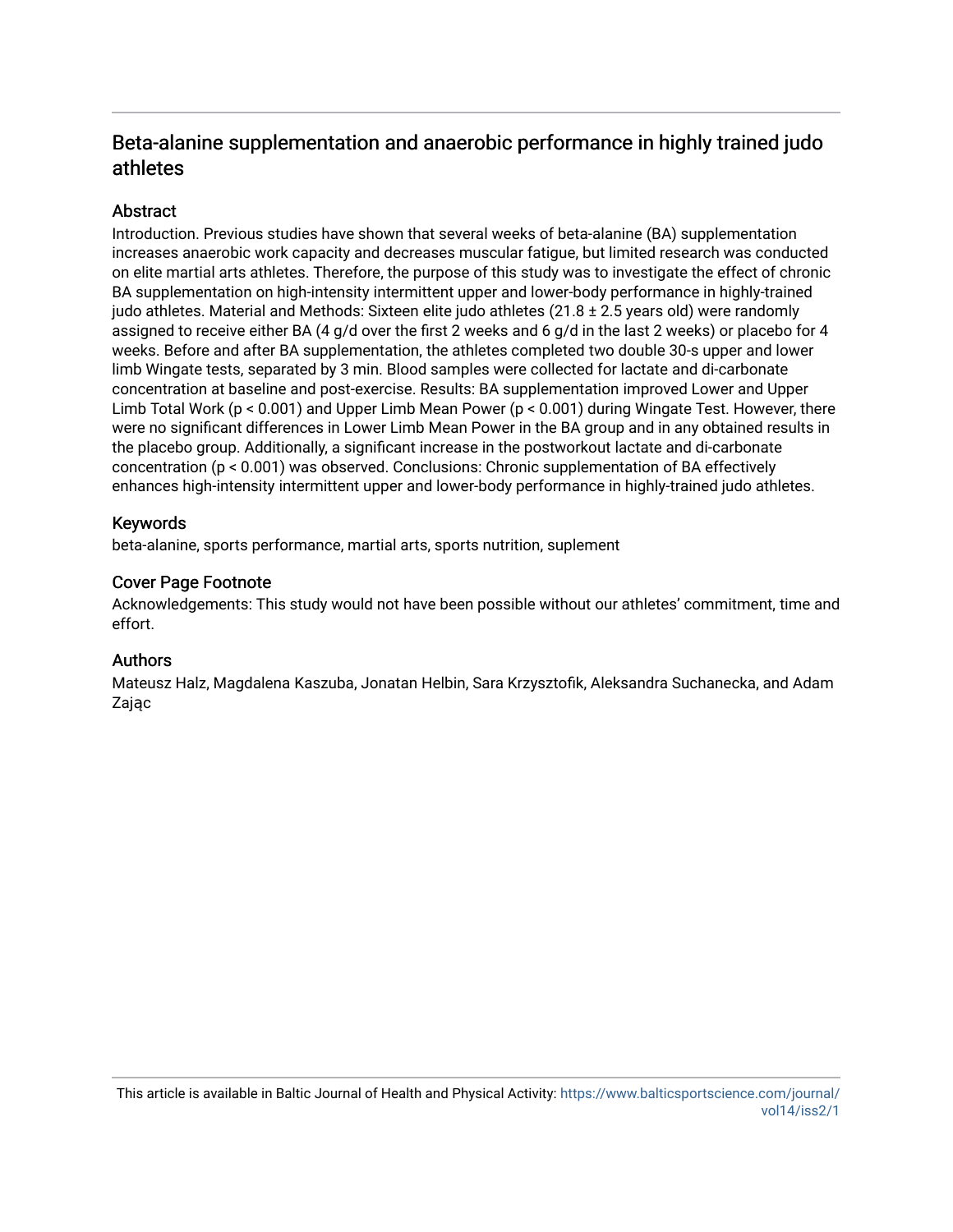# Beta-alanine supplementation and anaerobic performance in highly trained judo athletes

## Abstract

Introduction. Previous studies have shown that several weeks of beta-alanine (BA) supplementation increases anaerobic work capacity and decreases muscular fatigue, but limited research was conducted on elite martial arts athletes. Therefore, the purpose of this study was to investigate the effect of chronic BA supplementation on high-intensity intermittent upper and lower-body performance in highly-trained judo athletes. Material and Methods: Sixteen elite judo athletes (21.8 ± 2.5 years old) were randomly assigned to receive either BA (4 g/d over the first 2 weeks and 6 g/d in the last 2 weeks) or placebo for 4 weeks. Before and after BA supplementation, the athletes completed two double 30-s upper and lower limb Wingate tests, separated by 3 min. Blood samples were collected for lactate and di-carbonate concentration at baseline and post-exercise. Results: BA supplementation improved Lower and Upper Limb Total Work ($p < 0.001$) and Upper Limb Mean Power ($p < 0.001$) during Wingate Test. However, there were no significant differences in Lower Limb Mean Power in the BA group and in any obtained results in the placebo group. Additionally, a significant increase in the postworkout lactate and di-carbonate concentration ($p < 0.001$) was observed. Conclusions: Chronic supplementation of BA effectively enhances high-intensity intermittent upper and lower-body performance in highly-trained judo athletes.

## Keywords

beta-alanine, sports performance, martial arts, sports nutrition, suplement

## Cover Page Footnote

Acknowledgements: This study would not have been possible without our athletes' commitment, time and effort.

## Authors

Mateusz Halz, Magdalena Kaszuba, Jonatan Helbin, Sara Krzysztofik, Aleksandra Suchanecka, and Adam Zając

This article is available in Baltic Journal of Health and Physical Activity: https://www.balticsportscience.com/journal/vol14/iss2/1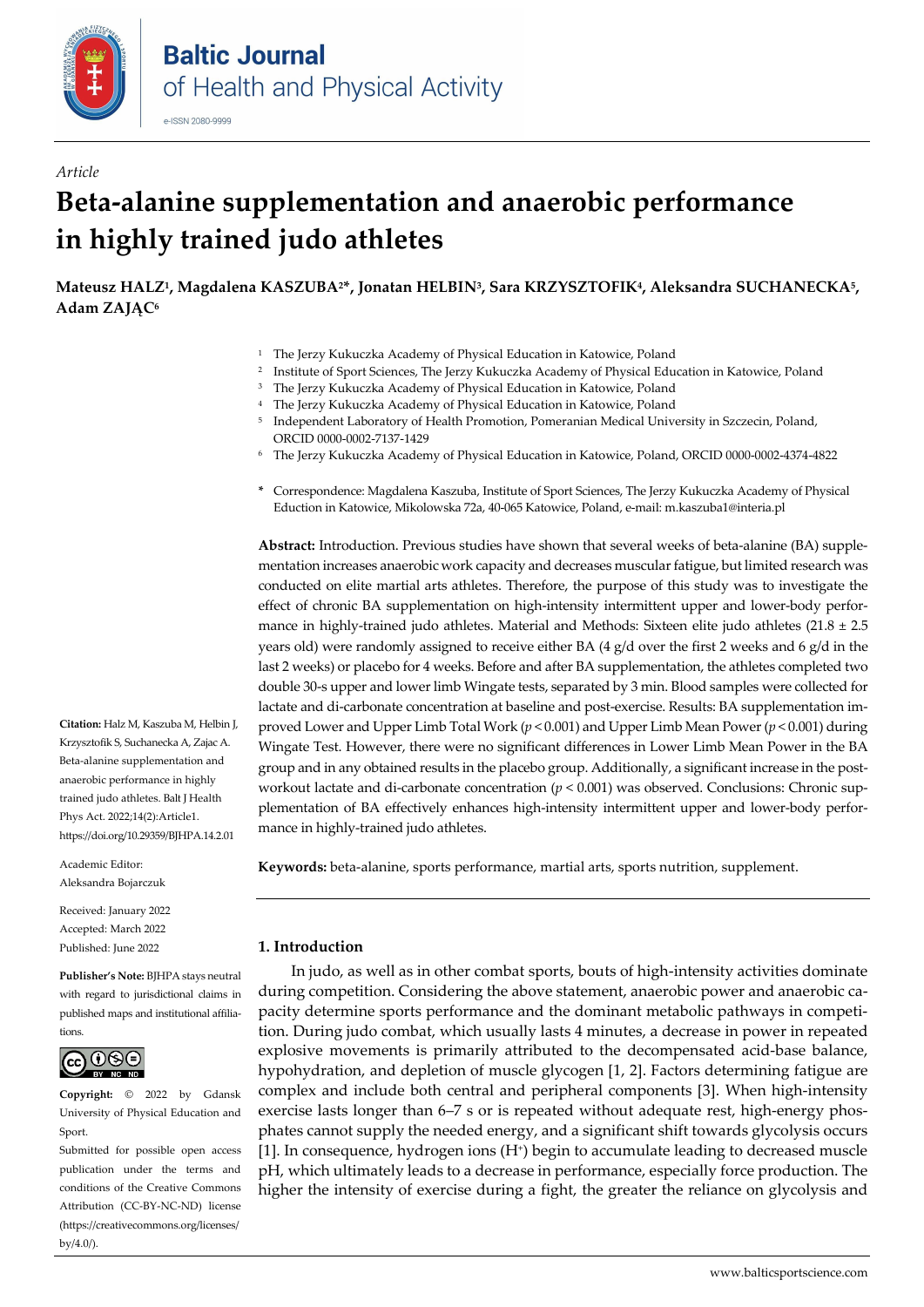*Article*

# Beta-alanine supplementation and anaerobic performance in highly trained judo athletes

**Mateusz HALZ[1], Magdalena KASZUBA[2*], Jonatan HELBIN[3], Sara KRZYSZTOFIK[4], Aleksandra SUCHANECKA[5], Adam ZAJĄC[6]**

[1] The Jerzy Kukuczka Academy of Physical Education in Katowice, Poland
[2] Institute of Sport Sciences, The Jerzy Kukuczka Academy of Physical Education in Katowice, Poland
[3] The Jerzy Kukuczka Academy of Physical Education in Katowice, Poland
[4] The Jerzy Kukuczka Academy of Physical Education in Katowice, Poland
[5] Independent Laboratory of Health Promotion, Pomeranian Medical University in Szczecin, Poland, ORCID 0000-0002-7137-1429
[6] The Jerzy Kukuczka Academy of Physical Education in Katowice, Poland, ORCID 0000-0002-4374-4822

\* Correspondence: Magdalena Kaszuba, Institute of Sport Sciences, The Jerzy Kukuczka Academy of Physical Eduction in Katowice, Mikolowska 72a, 40-065 Katowice, Poland, e-mail: m.kaszuba1@interia.pl

**Abstract:** Introduction. Previous studies have shown that several weeks of beta-alanine (BA) supplementation increases anaerobic work capacity and decreases muscular fatigue, but limited research was conducted on elite martial arts athletes. Therefore, the purpose of this study was to investigate the effect of chronic BA supplementation on high-intensity intermittent upper and lower-body performance in highly-trained judo athletes. Material and Methods: Sixteen elite judo athletes (21.8 ± 2.5 years old) were randomly assigned to receive either BA (4 g/d over the first 2 weeks and 6 g/d in the last 2 weeks) or placebo for 4 weeks. Before and after BA supplementation, the athletes completed two double 30-s upper and lower limb Wingate tests, separated by 3 min. Blood samples were collected for lactate and di-carbonate concentration at baseline and post-exercise. Results: BA supplementation improved Lower and Upper Limb Total Work ($p < 0.001$) and Upper Limb Mean Power ($p < 0.001$) during Wingate Test. However, there were no significant differences in Lower Limb Mean Power in the BA group and in any obtained results in the placebo group. Additionally, a significant increase in the post-workout lactate and di-carbonate concentration ($p < 0.001$) was observed. Conclusions: Chronic supplementation of BA effectively enhances high-intensity intermittent upper and lower-body performance in highly-trained judo athletes.

**Keywords:** beta-alanine, sports performance, martial arts, sports nutrition, supplement.

**Citation:** Halz M, Kaszuba M, Helbin J, Krzysztofik S, Suchanecka A, Zajac A. Beta-alanine supplementation and anaerobic performance in highly trained judo athletes. Balt J Health Phys Act. 2022;14(2):Article1. https://doi.org/10.29359/BJHPA.14.2.01

Academic Editor: Aleksandra Bojarczuk

Received: January 2022
Accepted: March 2022
Published: June 2022

**Publisher's Note:** BJHPA stays neutral with regard to jurisdictional claims in published maps and institutional affiliations.

**Copyright:** © 2022 by Gdansk University of Physical Education and Sport.
Submitted for possible open access publication under the terms and conditions of the Creative Commons Attribution (CC-BY-NC-ND) license (https://creativecommons.org/licenses/by/4.0/).

## 1. Introduction

In judo, as well as in other combat sports, bouts of high-intensity activities dominate during competition. Considering the above statement, anaerobic power and anaerobic capacity determine sports performance and the dominant metabolic pathways in competition. During judo combat, which usually lasts 4 minutes, a decrease in power in repeated explosive movements is primarily attributed to the decompensated acid-base balance, hypohydration, and depletion of muscle glycogen [1, 2]. Factors determining fatigue are complex and include both central and peripheral components [3]. When high-intensity exercise lasts longer than 6–7 s or is repeated without adequate rest, high-energy phosphates cannot supply the needed energy, and a significant shift towards glycolysis occurs [1]. In consequence, hydrogen ions ($H^+$) begin to accumulate leading to decreased muscle pH, which ultimately leads to a decrease in performance, especially force production. The higher the intensity of exercise during a fight, the greater the reliance on glycolysis and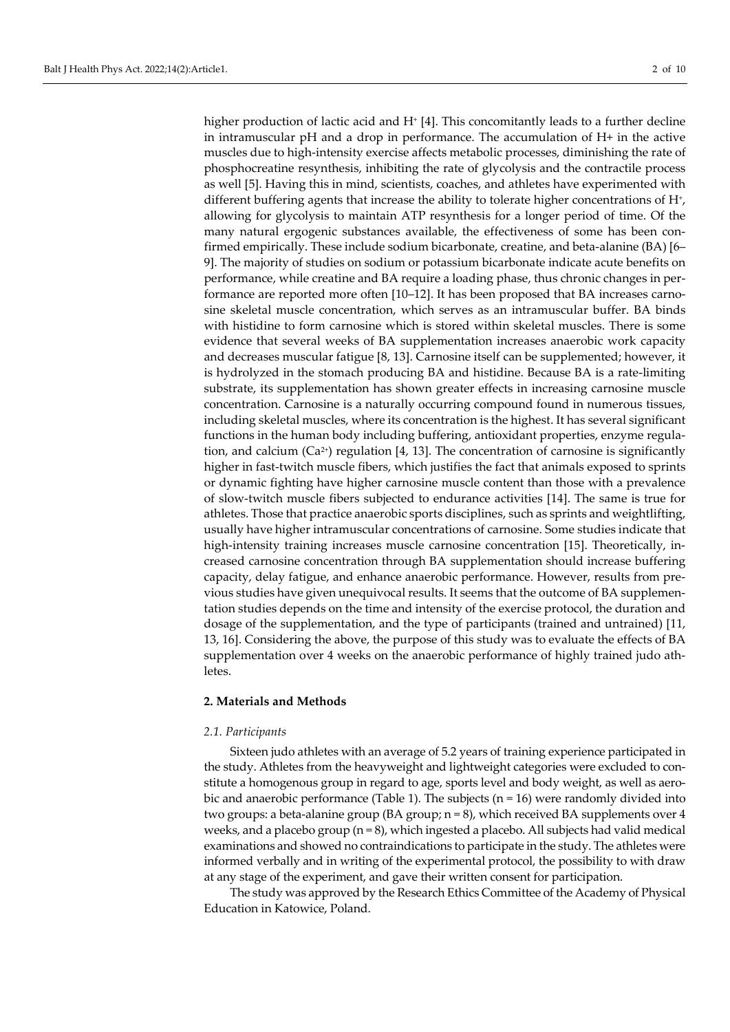higher production of lactic acid and $H^+$ [4]. This concomitantly leads to a further decline in intramuscular pH and a drop in performance. The accumulation of H+ in the active muscles due to high-intensity exercise affects metabolic processes, diminishing the rate of phosphocreatine resynthesis, inhibiting the rate of glycolysis and the contractile process as well [5]. Having this in mind, scientists, coaches, and athletes have experimented with different buffering agents that increase the ability to tolerate higher concentrations of $H^+$, allowing for glycolysis to maintain ATP resynthesis for a longer period of time. Of the many natural ergogenic substances available, the effectiveness of some has been confirmed empirically. These include sodium bicarbonate, creatine, and beta-alanine (BA) [6–9]. The majority of studies on sodium or potassium bicarbonate indicate acute benefits on performance, while creatine and BA require a loading phase, thus chronic changes in performance are reported more often [10–12]. It has been proposed that BA increases carnosine skeletal muscle concentration, which serves as an intramuscular buffer. BA binds with histidine to form carnosine which is stored within skeletal muscles. There is some evidence that several weeks of BA supplementation increases anaerobic work capacity and decreases muscular fatigue [8, 13]. Carnosine itself can be supplemented; however, it is hydrolyzed in the stomach producing BA and histidine. Because BA is a rate-limiting substrate, its supplementation has shown greater effects in increasing carnosine muscle concentration. Carnosine is a naturally occurring compound found in numerous tissues, including skeletal muscles, where its concentration is the highest. It has several significant functions in the human body including buffering, antioxidant properties, enzyme regulation, and calcium ($Ca^{2+}$) regulation [4, 13]. The concentration of carnosine is significantly higher in fast-twitch muscle fibers, which justifies the fact that animals exposed to sprints or dynamic fighting have higher carnosine muscle content than those with a prevalence of slow-twitch muscle fibers subjected to endurance activities [14]. The same is true for athletes. Those that practice anaerobic sports disciplines, such as sprints and weightlifting, usually have higher intramuscular concentrations of carnosine. Some studies indicate that high-intensity training increases muscle carnosine concentration [15]. Theoretically, increased carnosine concentration through BA supplementation should increase buffering capacity, delay fatigue, and enhance anaerobic performance. However, results from previous studies have given unequivocal results. It seems that the outcome of BA supplementation studies depends on the time and intensity of the exercise protocol, the duration and dosage of the supplementation, and the type of participants (trained and untrained) [11, 13, 16]. Considering the above, the purpose of this study was to evaluate the effects of BA supplementation over 4 weeks on the anaerobic performance of highly trained judo athletes.

## 2. Materials and Methods

### *2.1. Participants*

Sixteen judo athletes with an average of 5.2 years of training experience participated in the study. Athletes from the heavyweight and lightweight categories were excluded to constitute a homogenous group in regard to age, sports level and body weight, as well as aerobic and anaerobic performance (Table 1). The subjects (n = 16) were randomly divided into two groups: a beta-alanine group (BA group; n = 8), which received BA supplements over 4 weeks, and a placebo group (n = 8), which ingested a placebo. All subjects had valid medical examinations and showed no contraindications to participate in the study. The athletes were informed verbally and in writing of the experimental protocol, the possibility to with draw at any stage of the experiment, and gave their written consent for participation.

The study was approved by the Research Ethics Committee of the Academy of Physical Education in Katowice, Poland.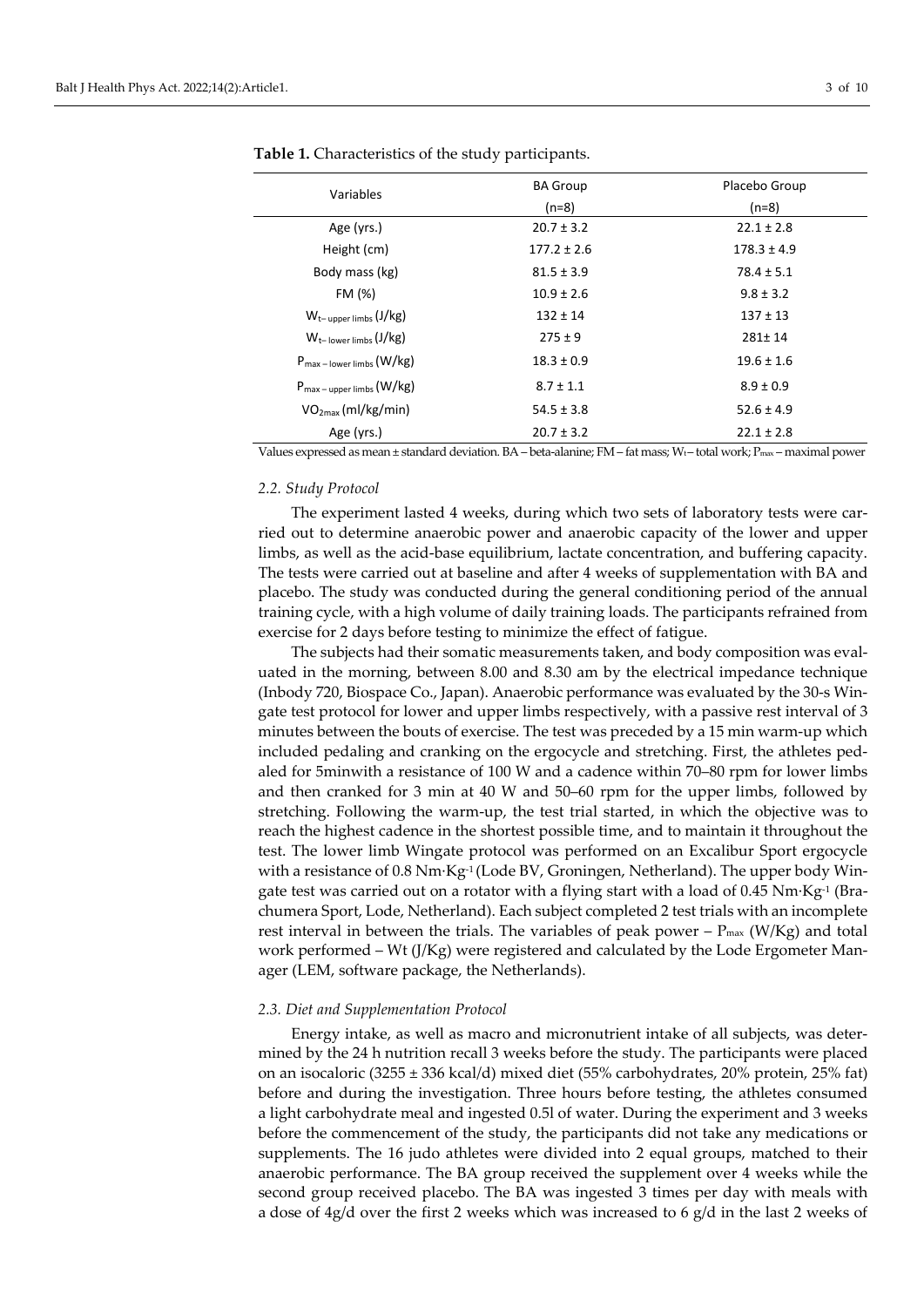**Table 1.** Characteristics of the study participants.

| Variables | BA Group (n=8) | Placebo Group (n=8) |
|---|---|---|
| Age (yrs.) | 20.7 ± 3.2 | 22.1 ± 2.8 |
| Height (cm) | 177.2 ± 2.6 | 178.3 ± 4.9 |
| Body mass (kg) | 81.5 ± 3.9 | 78.4 ± 5.1 |
| FM (%) | 10.9 ± 2.6 | 9.8 ± 3.2 |
| $W_{t-\text{upper limbs}}$ (J/kg) | 132 ± 14 | 137 ± 13 |
| $W_{t-\text{lower limbs}}$ (J/kg) | 275 ± 9 | 281± 14 |
| $P_{max-\text{lower limbs}}$ (W/kg) | 18.3 ± 0.9 | 19.6 ± 1.6 |
| $P_{max-\text{upper limbs}}$ (W/kg) | 8.7 ± 1.1 | 8.9 ± 0.9 |
| $VO_{2max}$ (ml/kg/min) | 54.5 ± 3.8 | 52.6 ± 4.9 |
| Age (yrs.) | 20.7 ± 3.2 | 22.1 ± 2.8 |

Values expressed as mean ± standard deviation. BA – beta-alanine; FM – fat mass; $W_t$ – total work; $P_{max}$ – maximal power

### *2.2. Study Protocol*

The experiment lasted 4 weeks, during which two sets of laboratory tests were carried out to determine anaerobic power and anaerobic capacity of the lower and upper limbs, as well as the acid-base equilibrium, lactate concentration, and buffering capacity. The tests were carried out at baseline and after 4 weeks of supplementation with BA and placebo. The study was conducted during the general conditioning period of the annual training cycle, with a high volume of daily training loads. The participants refrained from exercise for 2 days before testing to minimize the effect of fatigue.

The subjects had their somatic measurements taken, and body composition was evaluated in the morning, between 8.00 and 8.30 am by the electrical impedance technique (Inbody 720, Biospace Co., Japan). Anaerobic performance was evaluated by the 30-s Wingate test protocol for lower and upper limbs respectively, with a passive rest interval of 3 minutes between the bouts of exercise. The test was preceded by a 15 min warm-up which included pedaling and cranking on the ergocycle and stretching. First, the athletes pedaled for 5minwith a resistance of 100 W and a cadence within 70–80 rpm for lower limbs and then cranked for 3 min at 40 W and 50–60 rpm for the upper limbs, followed by stretching. Following the warm-up, the test trial started, in which the objective was to reach the highest cadence in the shortest possible time, and to maintain it throughout the test. The lower limb Wingate protocol was performed on an Excalibur Sport ergocycle with a resistance of 0.8 $Nm \cdot Kg^{-1}$ (Lode BV, Groningen, Netherland). The upper body Wingate test was carried out on a rotator with a flying start with a load of 0.45 $Nm \cdot Kg^{-1}$ (Brachumera Sport, Lode, Netherland). Each subject completed 2 test trials with an incomplete rest interval in between the trials. The variables of peak power – $P_{max}$ (W/Kg) and total work performed – Wt (J/Kg) were registered and calculated by the Lode Ergometer Manager (LEM, software package, the Netherlands).

### *2.3. Diet and Supplementation Protocol*

Energy intake, as well as macro and micronutrient intake of all subjects, was determined by the 24 h nutrition recall 3 weeks before the study. The participants were placed on an isocaloric (3255 ± 336 kcal/d) mixed diet (55% carbohydrates, 20% protein, 25% fat) before and during the investigation. Three hours before testing, the athletes consumed a light carbohydrate meal and ingested 0.5l of water. During the experiment and 3 weeks before the commencement of the study, the participants did not take any medications or supplements. The 16 judo athletes were divided into 2 equal groups, matched to their anaerobic performance. The BA group received the supplement over 4 weeks while the second group received placebo. The BA was ingested 3 times per day with meals with a dose of 4g/d over the first 2 weeks which was increased to 6 g/d in the last 2 weeks of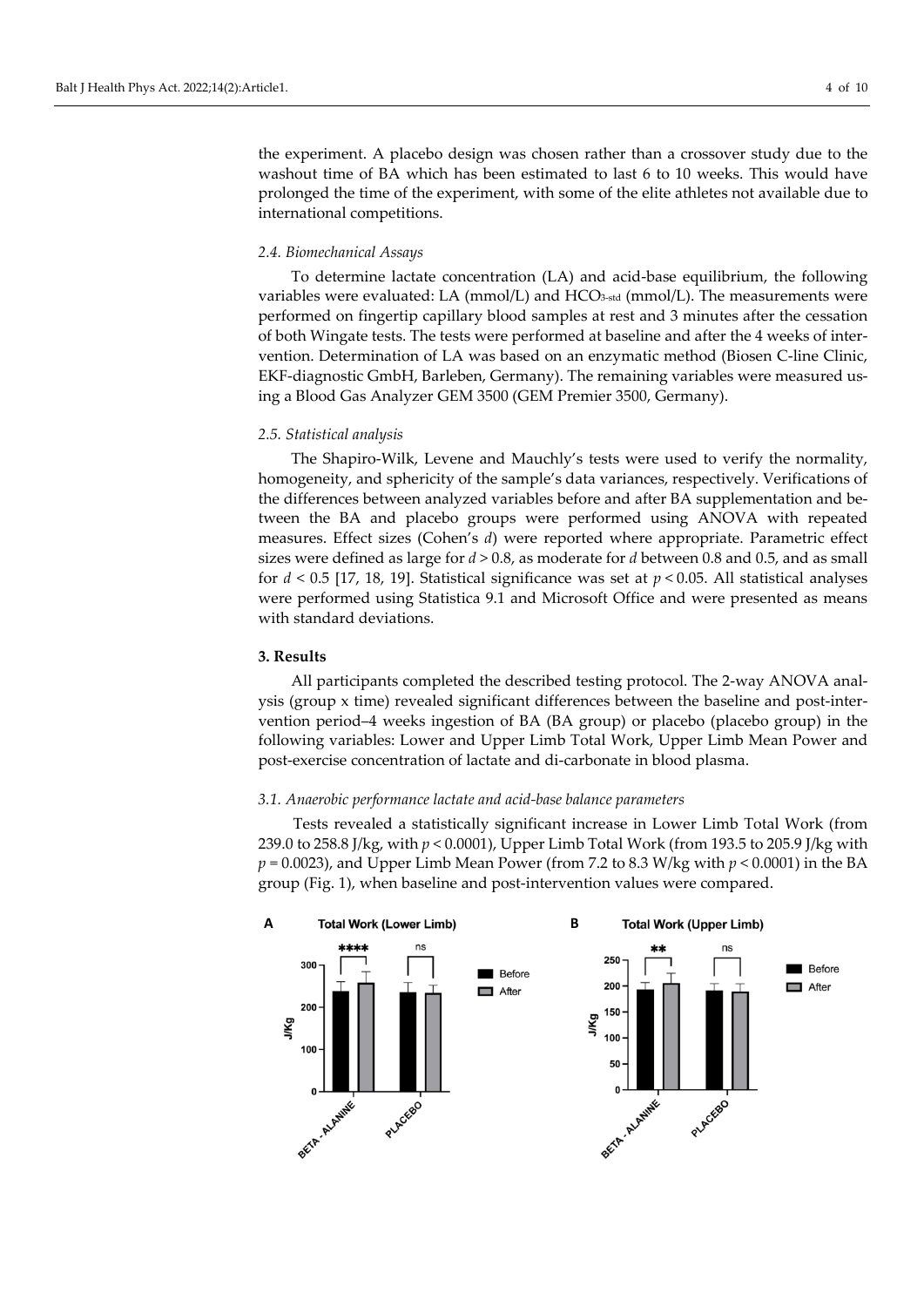the experiment. A placebo design was chosen rather than a crossover study due to the washout time of BA which has been estimated to last 6 to 10 weeks. This would have prolonged the time of the experiment, with some of the elite athletes not available due to international competitions.

### *2.4. Biomechanical Assays*

To determine lactate concentration (LA) and acid-base equilibrium, the following variables were evaluated: LA (mmol/L) and $HCO_{3\text{-std}}$ (mmol/L). The measurements were performed on fingertip capillary blood samples at rest and 3 minutes after the cessation of both Wingate tests. The tests were performed at baseline and after the 4 weeks of intervention. Determination of LA was based on an enzymatic method (Biosen C-line Clinic, EKF-diagnostic GmbH, Barleben, Germany). The remaining variables were measured using a Blood Gas Analyzer GEM 3500 (GEM Premier 3500, Germany).

### *2.5. Statistical analysis*

The Shapiro-Wilk, Levene and Mauchly's tests were used to verify the normality, homogeneity, and sphericity of the sample's data variances, respectively. Verifications of the differences between analyzed variables before and after BA supplementation and between the BA and placebo groups were performed using ANOVA with repeated measures. Effect sizes (Cohen's $d$) were reported where appropriate. Parametric effect sizes were defined as large for $d > 0.8$, as moderate for $d$ between 0.8 and 0.5, and as small for $d < 0.5$ [17, 18, 19]. Statistical significance was set at $p < 0.05$. All statistical analyses were performed using Statistica 9.1 and Microsoft Office and were presented as means with standard deviations.

## 3. Results

All participants completed the described testing protocol. The 2-way ANOVA analysis (group x time) revealed significant differences between the baseline and post-intervention period–4 weeks ingestion of BA (BA group) or placebo (placebo group) in the following variables: Lower and Upper Limb Total Work, Upper Limb Mean Power and post-exercise concentration of lactate and di-carbonate in blood plasma.

### *3.1. Anaerobic performance lactate and acid-base balance parameters*

Tests revealed a statistically significant increase in Lower Limb Total Work (from 239.0 to 258.8 J/kg, with $p < 0.0001$), Upper Limb Total Work (from 193.5 to 205.9 J/kg with $p = 0.0023$), and Upper Limb Mean Power (from 7.2 to 8.3 W/kg with $p < 0.0001$) in the BA group (Fig. 1), when baseline and post-intervention values were compared.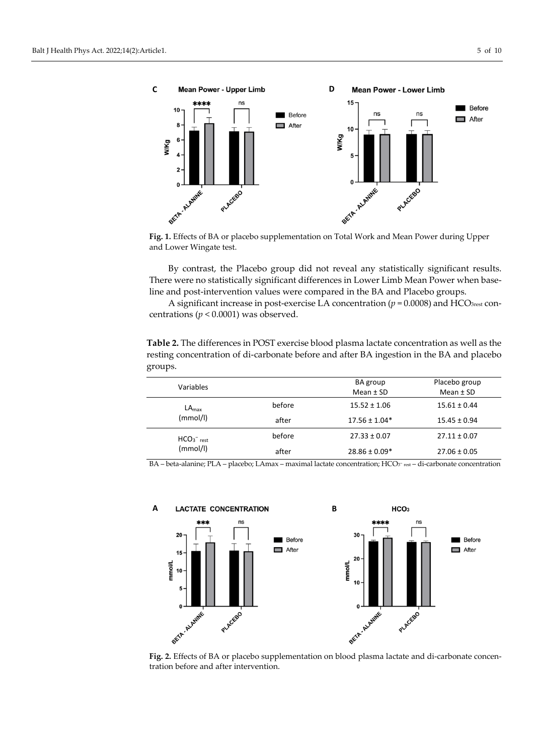**Fig. 1.** Effects of BA or placebo supplementation on Total Work and Mean Power during Upper and Lower Wingate test.

By contrast, the Placebo group did not reveal any statistically significant results. There were no statistically significant differences in Lower Limb Mean Power when baseline and post-intervention values were compared in the BA and Placebo groups.

A significant increase in post-exercise LA concentration ($p = 0.0008$) and $HCO_{3rest}$ concentrations ($p < 0.0001$) was observed.

**Table 2.** The differences in POST exercise blood plasma lactate concentration as well as the resting concentration of di-carbonate before and after BA ingestion in the BA and placebo groups.

| Variables | | BA group Mean ± SD | Placebo group Mean ± SD |
|---|---|---|---|
| $LA_{max}$ (mmol/l) | before | 15.52 ± 1.06 | 15.61 ± 0.44 |
| | after | 17.56 ± 1.04* | 15.45 ± 0.94 |
| $HCO_3^-{}_{rest}$ (mmol/l) | before | 27.33 ± 0.07 | 27.11 ± 0.07 |
| | after | 28.86 ± 0.09* | 27.06 ± 0.05 |

BA – beta-alanine; PLA – placebo; LAmax – maximal lactate concentration; $HCO_3^-{}_{rest}$ – di-carbonate concentration

**Fig. 2.** Effects of BA or placebo supplementation on blood plasma lactate and di-carbonate concentration before and after intervention.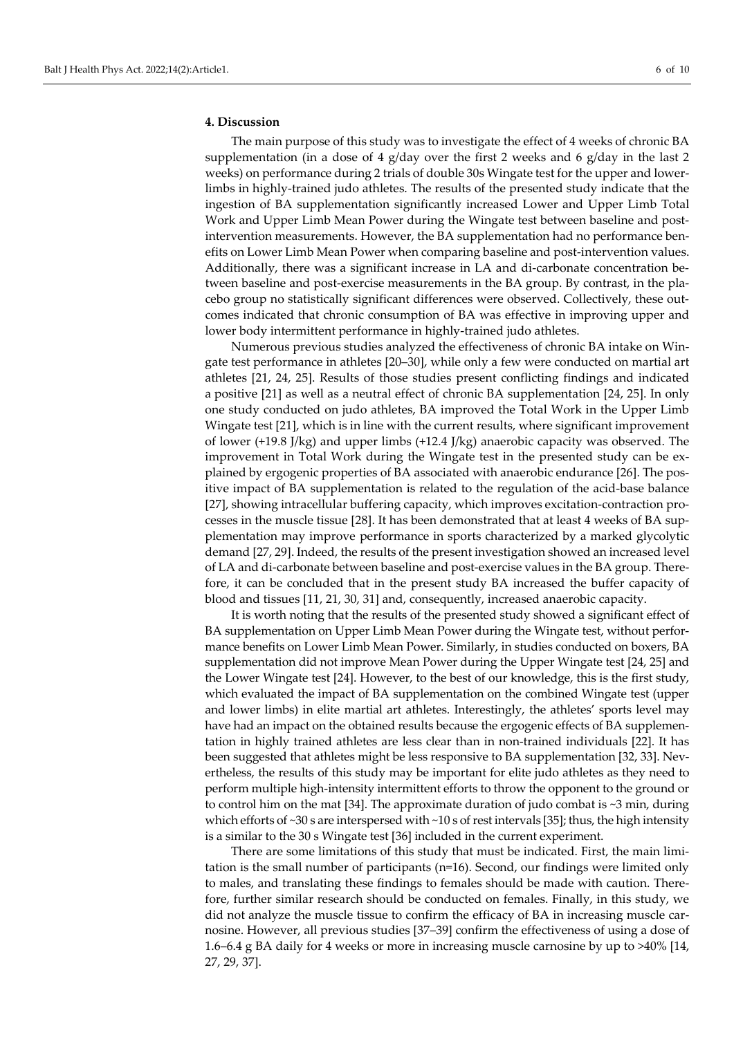## 4. Discussion

The main purpose of this study was to investigate the effect of 4 weeks of chronic BA supplementation (in a dose of 4 g/day over the first 2 weeks and 6 g/day in the last 2 weeks) on performance during 2 trials of double 30s Wingate test for the upper and lower-limbs in highly-trained judo athletes. The results of the presented study indicate that the ingestion of BA supplementation significantly increased Lower and Upper Limb Total Work and Upper Limb Mean Power during the Wingate test between baseline and post-intervention measurements. However, the BA supplementation had no performance benefits on Lower Limb Mean Power when comparing baseline and post-intervention values. Additionally, there was a significant increase in LA and di-carbonate concentration between baseline and post-exercise measurements in the BA group. By contrast, in the placebo group no statistically significant differences were observed. Collectively, these outcomes indicated that chronic consumption of BA was effective in improving upper and lower body intermittent performance in highly-trained judo athletes.

Numerous previous studies analyzed the effectiveness of chronic BA intake on Wingate test performance in athletes [20–30], while only a few were conducted on martial art athletes [21, 24, 25]. Results of those studies present conflicting findings and indicated a positive [21] as well as a neutral effect of chronic BA supplementation [24, 25]. In only one study conducted on judo athletes, BA improved the Total Work in the Upper Limb Wingate test [21], which is in line with the current results, where significant improvement of lower (+19.8 J/kg) and upper limbs (+12.4 J/kg) anaerobic capacity was observed. The improvement in Total Work during the Wingate test in the presented study can be explained by ergogenic properties of BA associated with anaerobic endurance [26]. The positive impact of BA supplementation is related to the regulation of the acid-base balance [27], showing intracellular buffering capacity, which improves excitation-contraction processes in the muscle tissue [28]. It has been demonstrated that at least 4 weeks of BA supplementation may improve performance in sports characterized by a marked glycolytic demand [27, 29]. Indeed, the results of the present investigation showed an increased level of LA and di-carbonate between baseline and post-exercise values in the BA group. Therefore, it can be concluded that in the present study BA increased the buffer capacity of blood and tissues [11, 21, 30, 31] and, consequently, increased anaerobic capacity.

It is worth noting that the results of the presented study showed a significant effect of BA supplementation on Upper Limb Mean Power during the Wingate test, without performance benefits on Lower Limb Mean Power. Similarly, in studies conducted on boxers, BA supplementation did not improve Mean Power during the Upper Wingate test [24, 25] and the Lower Wingate test [24]. However, to the best of our knowledge, this is the first study, which evaluated the impact of BA supplementation on the combined Wingate test (upper and lower limbs) in elite martial art athletes. Interestingly, the athletes' sports level may have had an impact on the obtained results because the ergogenic effects of BA supplementation in highly trained athletes are less clear than in non-trained individuals [22]. It has been suggested that athletes might be less responsive to BA supplementation [32, 33]. Nevertheless, the results of this study may be important for elite judo athletes as they need to perform multiple high-intensity intermittent efforts to throw the opponent to the ground or to control him on the mat [34]. The approximate duration of judo combat is ~3 min, during which efforts of ~30 s are interspersed with ~10 s of rest intervals [35]; thus, the high intensity is a similar to the 30 s Wingate test [36] included in the current experiment.

There are some limitations of this study that must be indicated. First, the main limitation is the small number of participants (n=16). Second, our findings were limited only to males, and translating these findings to females should be made with caution. Therefore, further similar research should be conducted on females. Finally, in this study, we did not analyze the muscle tissue to confirm the efficacy of BA in increasing muscle carnosine. However, all previous studies [37–39] confirm the effectiveness of using a dose of 1.6–6.4 g BA daily for 4 weeks or more in increasing muscle carnosine by up to >40% [14, 27, 29, 37].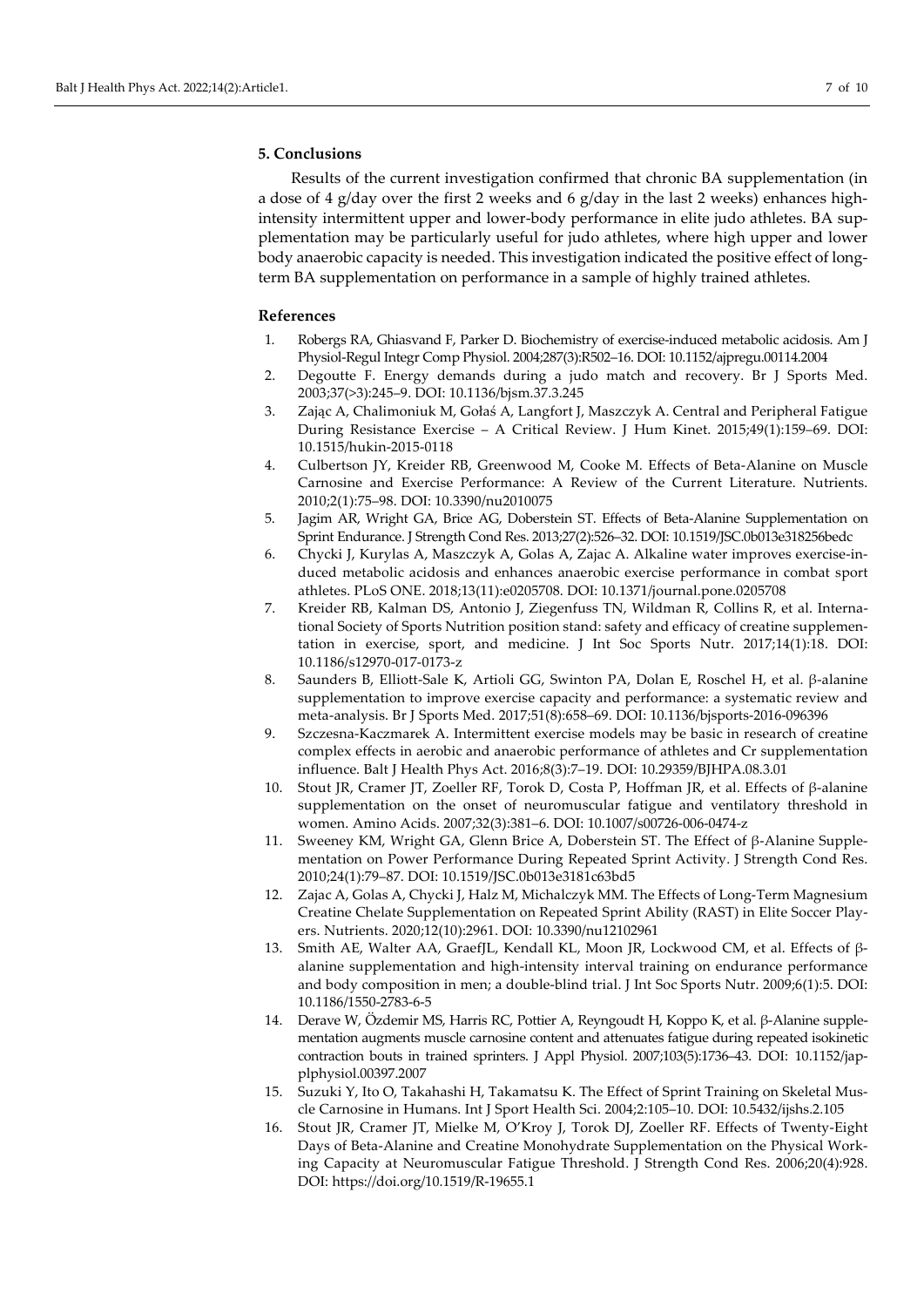## 5. Conclusions

Results of the current investigation confirmed that chronic BA supplementation (in a dose of 4 g/day over the first 2 weeks and 6 g/day in the last 2 weeks) enhances high-intensity intermittent upper and lower-body performance in elite judo athletes. BA supplementation may be particularly useful for judo athletes, where high upper and lower body anaerobic capacity is needed. This investigation indicated the positive effect of long-term BA supplementation on performance in a sample of highly trained athletes.

## References

1. Robergs RA, Ghiasvand F, Parker D. Biochemistry of exercise-induced metabolic acidosis. Am J Physiol-Regul Integr Comp Physiol. 2004;287(3):R502–16. DOI: 10.1152/ajpregu.00114.2004
2. Degoutte F. Energy demands during a judo match and recovery. Br J Sports Med. 2003;37(>3):245–9. DOI: 10.1136/bjsm.37.3.245
3. Zając A, Chalimoniuk M, Gołaś A, Langfort J, Maszczyk A. Central and Peripheral Fatigue During Resistance Exercise – A Critical Review. J Hum Kinet. 2015;49(1):159–69. DOI: 10.1515/hukin-2015-0118
4. Culbertson JY, Kreider RB, Greenwood M, Cooke M. Effects of Beta-Alanine on Muscle Carnosine and Exercise Performance: A Review of the Current Literature. Nutrients. 2010;2(1):75–98. DOI: 10.3390/nu2010075
5. Jagim AR, Wright GA, Brice AG, Doberstein ST. Effects of Beta-Alanine Supplementation on Sprint Endurance. J Strength Cond Res. 2013;27(2):526–32. DOI: 10.1519/JSC.0b013e318256bedc
6. Chycki J, Kurylas A, Maszczyk A, Golas A, Zajac A. Alkaline water improves exercise-induced metabolic acidosis and enhances anaerobic exercise performance in combat sport athletes. PLoS ONE. 2018;13(11):e0205708. DOI: 10.1371/journal.pone.0205708
7. Kreider RB, Kalman DS, Antonio J, Ziegenfuss TN, Wildman R, Collins R, et al. International Society of Sports Nutrition position stand: safety and efficacy of creatine supplementation in exercise, sport, and medicine. J Int Soc Sports Nutr. 2017;14(1):18. DOI: 10.1186/s12970-017-0173-z
8. Saunders B, Elliott-Sale K, Artioli GG, Swinton PA, Dolan E, Roschel H, et al. β-alanine supplementation to improve exercise capacity and performance: a systematic review and meta-analysis. Br J Sports Med. 2017;51(8):658–69. DOI: 10.1136/bjsports-2016-096396
9. Szczesna-Kaczmarek A. Intermittent exercise models may be basic in research of creatine complex effects in aerobic and anaerobic performance of athletes and Cr supplementation influence. Balt J Health Phys Act. 2016;8(3):7–19. DOI: 10.29359/BJHPA.08.3.01
10. Stout JR, Cramer JT, Zoeller RF, Torok D, Costa P, Hoffman JR, et al. Effects of β-alanine supplementation on the onset of neuromuscular fatigue and ventilatory threshold in women. Amino Acids. 2007;32(3):381–6. DOI: 10.1007/s00726-006-0474-z
11. Sweeney KM, Wright GA, Glenn Brice A, Doberstein ST. The Effect of β-Alanine Supplementation on Power Performance During Repeated Sprint Activity. J Strength Cond Res. 2010;24(1):79–87. DOI: 10.1519/JSC.0b013e3181c63bd5
12. Zajac A, Golas A, Chycki J, Halz M, Michalczyk MM. The Effects of Long-Term Magnesium Creatine Chelate Supplementation on Repeated Sprint Ability (RAST) in Elite Soccer Players. Nutrients. 2020;12(10):2961. DOI: 10.3390/nu12102961
13. Smith AE, Walter AA, GraefJL, Kendall KL, Moon JR, Lockwood CM, et al. Effects of β-alanine supplementation and high-intensity interval training on endurance performance and body composition in men; a double-blind trial. J Int Soc Sports Nutr. 2009;6(1):5. DOI: 10.1186/1550-2783-6-5
14. Derave W, Özdemir MS, Harris RC, Pottier A, Reyngoudt H, Koppo K, et al. β-Alanine supplementation augments muscle carnosine content and attenuates fatigue during repeated isokinetic contraction bouts in trained sprinters. J Appl Physiol. 2007;103(5):1736–43. DOI: 10.1152/japplphysiol.00397.2007
15. Suzuki Y, Ito O, Takahashi H, Takamatsu K. The Effect of Sprint Training on Skeletal Muscle Carnosine in Humans. Int J Sport Health Sci. 2004;2:105–10. DOI: 10.5432/ijshs.2.105
16. Stout JR, Cramer JT, Mielke M, O'Kroy J, Torok DJ, Zoeller RF. Effects of Twenty-Eight Days of Beta-Alanine and Creatine Monohydrate Supplementation on the Physical Working Capacity at Neuromuscular Fatigue Threshold. J Strength Cond Res. 2006;20(4):928. DOI: https://doi.org/10.1519/R-19655.1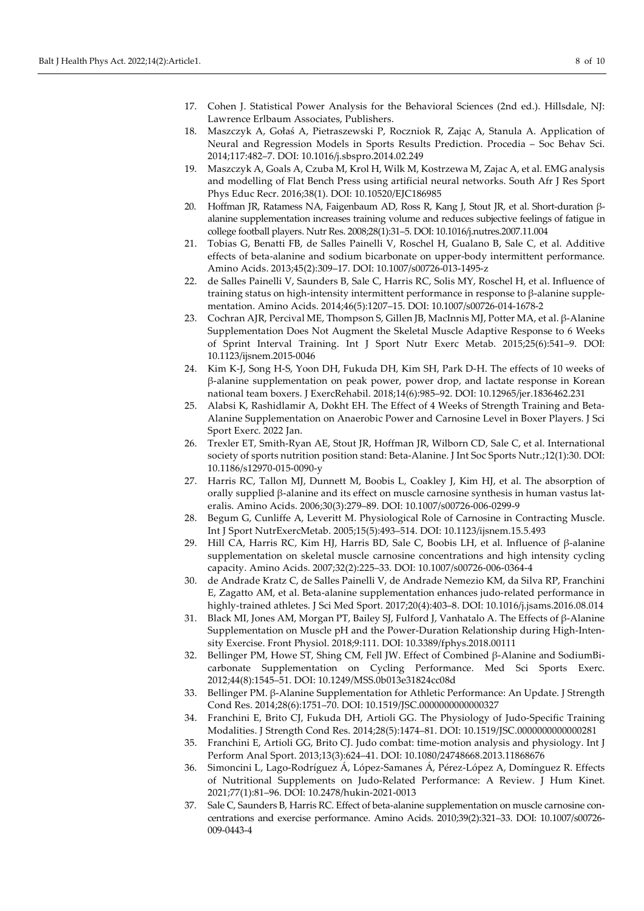17. Cohen J. Statistical Power Analysis for the Behavioral Sciences (2nd ed.). Hillsdale, NJ: Lawrence Erlbaum Associates, Publishers.
18. Maszczyk A, Gołaś A, Pietraszewski P, Roczniok R, Zając A, Stanula A. Application of Neural and Regression Models in Sports Results Prediction. Procedia – Soc Behav Sci. 2014;117:482–7. DOI: 10.1016/j.sbspro.2014.02.249
19. Maszczyk A, Goals A, Czuba M, Krol H, Wilk M, Kostrzewa M, Zajac A, et al. EMG analysis and modelling of Flat Bench Press using artificial neural networks. South Afr J Res Sport Phys Educ Recr. 2016;38(1). DOI: 10.10520/EJC186985
20. Hoffman JR, Ratamess NA, Faigenbaum AD, Ross R, Kang J, Stout JR, et al. Short-duration β-alanine supplementation increases training volume and reduces subjective feelings of fatigue in college football players. Nutr Res. 2008;28(1):31–5. DOI: 10.1016/j.nutres.2007.11.004
21. Tobias G, Benatti FB, de Salles Painelli V, Roschel H, Gualano B, Sale C, et al. Additive effects of beta-alanine and sodium bicarbonate on upper-body intermittent performance. Amino Acids. 2013;45(2):309–17. DOI: 10.1007/s00726-013-1495-z
22. de Salles Painelli V, Saunders B, Sale C, Harris RC, Solis MY, Roschel H, et al. Influence of training status on high-intensity intermittent performance in response to β-alanine supplementation. Amino Acids. 2014;46(5):1207–15. DOI: 10.1007/s00726-014-1678-2
23. Cochran AJR, Percival ME, Thompson S, Gillen JB, MacInnis MJ, Potter MA, et al. β-Alanine Supplementation Does Not Augment the Skeletal Muscle Adaptive Response to 6 Weeks of Sprint Interval Training. Int J Sport Nutr Exerc Metab. 2015;25(6):541–9. DOI: 10.1123/ijsnem.2015-0046
24. Kim K-J, Song H-S, Yoon DH, Fukuda DH, Kim SH, Park D-H. The effects of 10 weeks of β-alanine supplementation on peak power, power drop, and lactate response in Korean national team boxers. J ExercRehabil. 2018;14(6):985–92. DOI: 10.12965/jer.1836462.231
25. Alabsi K, Rashidlamir A, Dokht EH. The Effect of 4 Weeks of Strength Training and Beta-Alanine Supplementation on Anaerobic Power and Carnosine Level in Boxer Players. J Sci Sport Exerc. 2022 Jan.
26. Trexler ET, Smith-Ryan AE, Stout JR, Hoffman JR, Wilborn CD, Sale C, et al. International society of sports nutrition position stand: Beta-Alanine. J Int Soc Sports Nutr.;12(1):30. DOI: 10.1186/s12970-015-0090-y
27. Harris RC, Tallon MJ, Dunnett M, Boobis L, Coakley J, Kim HJ, et al. The absorption of orally supplied β-alanine and its effect on muscle carnosine synthesis in human vastus lateralis. Amino Acids. 2006;30(3):279–89. DOI: 10.1007/s00726-006-0299-9
28. Begum G, Cunliffe A, Leveritt M. Physiological Role of Carnosine in Contracting Muscle. Int J Sport NutrExercMetab. 2005;15(5):493–514. DOI: 10.1123/ijsnem.15.5.493
29. Hill CA, Harris RC, Kim HJ, Harris BD, Sale C, Boobis LH, et al. Influence of β-alanine supplementation on skeletal muscle carnosine concentrations and high intensity cycling capacity. Amino Acids. 2007;32(2):225–33. DOI: 10.1007/s00726-006-0364-4
30. de Andrade Kratz C, de Salles Painelli V, de Andrade Nemezio KM, da Silva RP, Franchini E, Zagatto AM, et al. Beta-alanine supplementation enhances judo-related performance in highly-trained athletes. J Sci Med Sport. 2017;20(4):403–8. DOI: 10.1016/j.jsams.2016.08.014
31. Black MI, Jones AM, Morgan PT, Bailey SJ, Fulford J, Vanhatalo A. The Effects of β-Alanine Supplementation on Muscle pH and the Power-Duration Relationship during High-Intensity Exercise. Front Physiol. 2018;9:111. DOI: 10.3389/fphys.2018.00111
32. Bellinger PM, Howe ST, Shing CM, Fell JW. Effect of Combined β-Alanine and SodiumBicarbonate Supplementation on Cycling Performance. Med Sci Sports Exerc. 2012;44(8):1545–51. DOI: 10.1249/MSS.0b013e31824cc08d
33. Bellinger PM. β-Alanine Supplementation for Athletic Performance: An Update. J Strength Cond Res. 2014;28(6):1751–70. DOI: 10.1519/JSC.0000000000000327
34. Franchini E, Brito CJ, Fukuda DH, Artioli GG. The Physiology of Judo-Specific Training Modalities. J Strength Cond Res. 2014;28(5):1474–81. DOI: 10.1519/JSC.0000000000000281
35. Franchini E, Artioli GG, Brito CJ. Judo combat: time-motion analysis and physiology. Int J Perform Anal Sport. 2013;13(3):624–41. DOI: 10.1080/24748668.2013.11868676
36. Simoncini L, Lago-Rodríguez Á, López-Samanes Á, Pérez-López A, Domínguez R. Effects of Nutritional Supplements on Judo-Related Performance: A Review. J Hum Kinet. 2021;77(1):81–96. DOI: 10.2478/hukin-2021-0013
37. Sale C, Saunders B, Harris RC. Effect of beta-alanine supplementation on muscle carnosine concentrations and exercise performance. Amino Acids. 2010;39(2):321–33. DOI: 10.1007/s00726-009-0443-4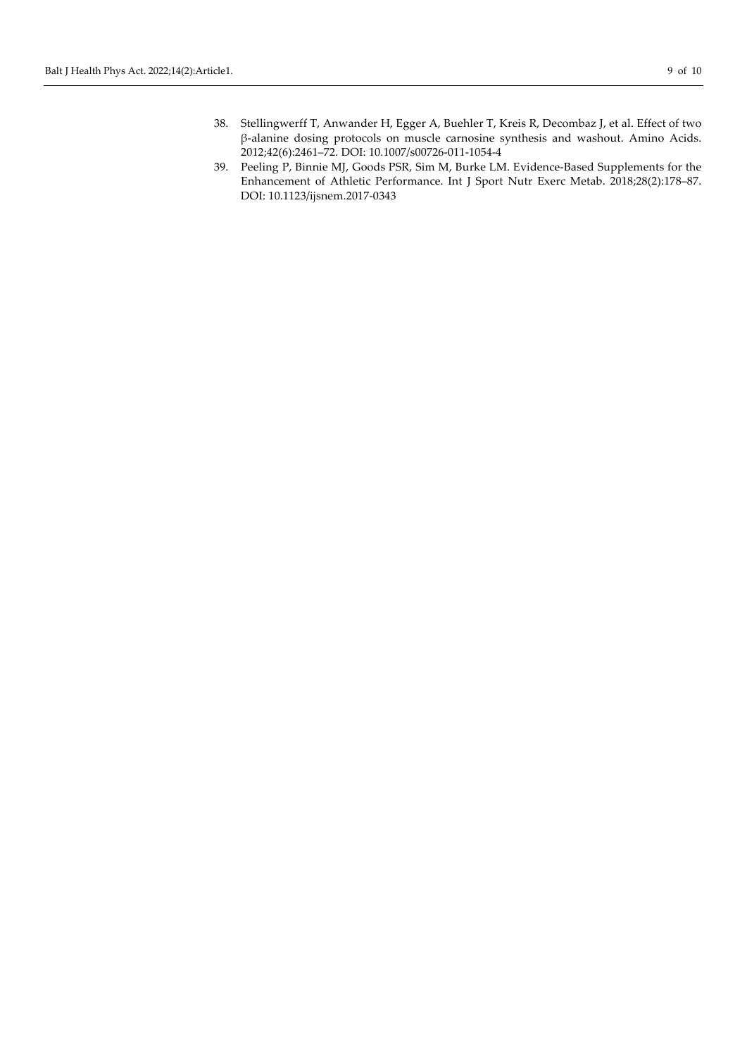38. Stellingwerff T, Anwander H, Egger A, Buehler T, Kreis R, Decombaz J, et al. Effect of two β-alanine dosing protocols on muscle carnosine synthesis and washout. Amino Acids. 2012;42(6):2461–72. DOI: 10.1007/s00726-011-1054-4
39. Peeling P, Binnie MJ, Goods PSR, Sim M, Burke LM. Evidence-Based Supplements for the Enhancement of Athletic Performance. Int J Sport Nutr Exerc Metab. 2018;28(2):178–87. DOI: 10.1123/ijsnem.2017-0343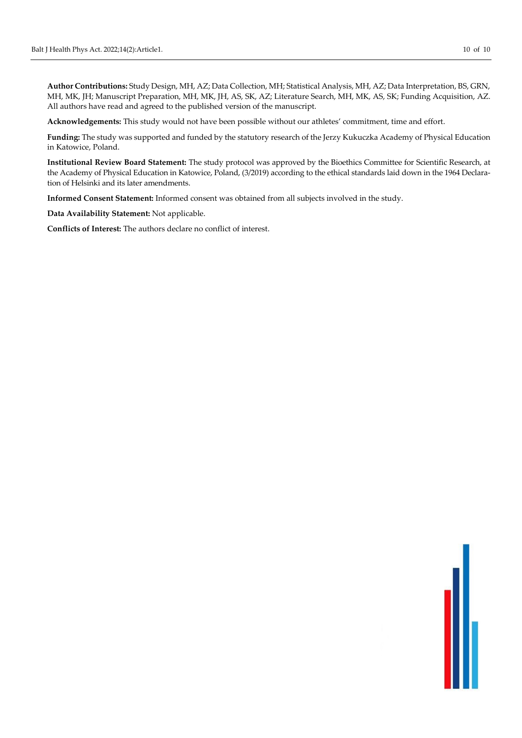**Author Contributions:** Study Design, MH, AZ; Data Collection, MH; Statistical Analysis, MH, AZ; Data Interpretation, BS, GRN, MH, MK, JH; Manuscript Preparation, MH, MK, JH, AS, SK, AZ; Literature Search, MH, MK, AS, SK; Funding Acquisition, AZ. All authors have read and agreed to the published version of the manuscript.

**Acknowledgements:** This study would not have been possible without our athletes' commitment, time and effort.

**Funding:** The study was supported and funded by the statutory research of the Jerzy Kukuczka Academy of Physical Education in Katowice, Poland.

**Institutional Review Board Statement:** The study protocol was approved by the Bioethics Committee for Scientific Research, at the Academy of Physical Education in Katowice, Poland, (3/2019) according to the ethical standards laid down in the 1964 Declaration of Helsinki and its later amendments.

**Informed Consent Statement:** Informed consent was obtained from all subjects involved in the study.

**Data Availability Statement:** Not applicable.

**Conflicts of Interest:** The authors declare no conflict of interest.